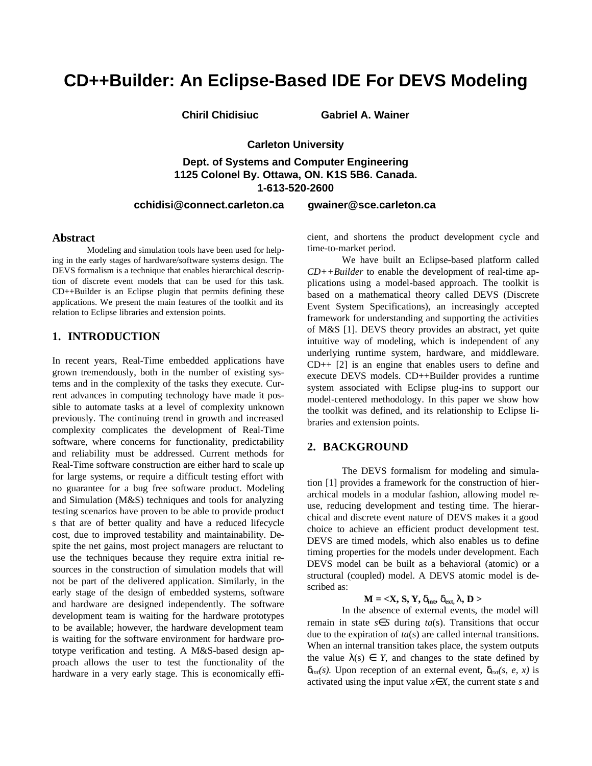# CD++Builder: An Eclipse-Based IDE For DEVS Modeling

**Chiril Chidisiuc** **Gabriel A. Wainer**

**Carleton University**

**Dept. of Systems and Computer Engineering**
**1125 Colonel By. Ottawa, ON. K1S 5B6. Canada.**
**1-613-520-2600**

**cchidisi@connect.carleton.ca** **gwainer@sce.carleton.ca**

## Abstract

Modeling and simulation tools have been used for helping in the early stages of hardware/software systems design. The DEVS formalism is a technique that enables hierarchical description of discrete event models that can be used for this task. CD++Builder is an Eclipse plugin that permits defining these applications. We present the main features of the toolkit and its relation to Eclipse libraries and extension points.

## 1. INTRODUCTION

In recent years, Real-Time embedded applications have grown tremendously, both in the number of existing systems and in the complexity of the tasks they execute. Current advances in computing technology have made it possible to automate tasks at a level of complexity unknown previously. The continuing trend in growth and increased complexity complicates the development of Real-Time software, where concerns for functionality, predictability and reliability must be addressed. Current methods for Real-Time software construction are either hard to scale up for large systems, or require a difficult testing effort with no guarantee for a bug free software product. Modeling and Simulation (M&S) techniques and tools for analyzing testing scenarios have proven to be able to provide product s that are of better quality and have a reduced lifecycle cost, due to improved testability and maintainability. Despite the net gains, most project managers are reluctant to use the techniques because they require extra initial resources in the construction of simulation models that will not be part of the delivered application. Similarly, in the early stage of the design of embedded systems, software and hardware are designed independently. The software development team is waiting for the hardware prototypes to be available; however, the hardware development team is waiting for the software environment for hardware prototype verification and testing. A M&S-based design approach allows the user to test the functionality of the hardware in a very early stage. This is economically efficient, and shortens the product development cycle and time-to-market period.

We have built an Eclipse-based platform called *CD++Builder* to enable the development of real-time applications using a model-based approach. The toolkit is based on a mathematical theory called DEVS (Discrete Event System Specifications), an increasingly accepted framework for understanding and supporting the activities of M&S [1]. DEVS theory provides an abstract, yet quite intuitive way of modeling, which is independent of any underlying runtime system, hardware, and middleware. CD++ [2] is an engine that enables users to define and execute DEVS models. CD++Builder provides a runtime system associated with Eclipse plug-ins to support our model-centered methodology. In this paper we show how the toolkit was defined, and its relationship to Eclipse libraries and extension points.

## 2. BACKGROUND

The DEVS formalism for modeling and simulation [1] provides a framework for the construction of hierarchical models in a modular fashion, allowing model reuse, reducing development and testing time. The hierarchical and discrete event nature of DEVS makes it a good choice to achieve an efficient product development test. DEVS are timed models, which also enables us to define timing properties for the models under development. Each DEVS model can be built as a behavioral (atomic) or a structural (coupled) model. A DEVS atomic model is described as:

$$M = \langle X, S, Y, \delta_{int}, \delta_{ext}, \lambda, D \rangle$$

In the absence of external events, the model will remain in state $s \in S$ during $ta(s)$. Transitions that occur due to the expiration of $ta(s)$ are called internal transitions. When an internal transition takes place, the system outputs the value $\lambda(s) \in Y$, and changes to the state defined by $\delta_{int}(s)$. Upon reception of an external event, $\delta_{ext}(s, e, x)$ is activated using the input value $x \in X$, the current state $s$ and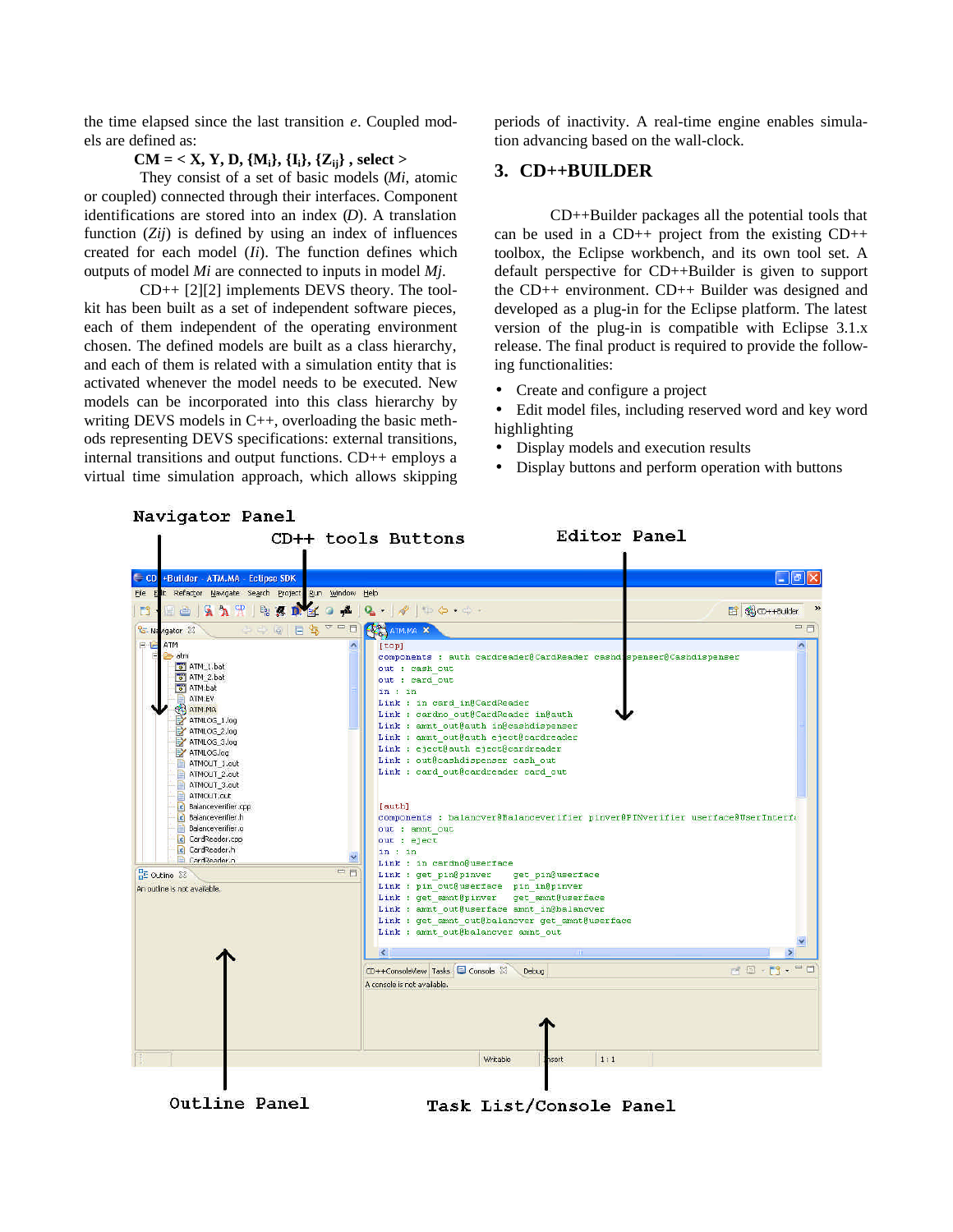the time elapsed since the last transition *e*. Coupled models are defined as:

$$\mathbf{CM = < X, Y, D, \{M_i\}, \{I_i\}, \{Z_{ij}\}, select >}$$

They consist of a set of basic models (*Mi,* atomic or coupled) connected through their interfaces. Component identifications are stored into an index (*D*). A translation function (*Zij*) is defined by using an index of influences created for each model (*Ii*). The function defines which outputs of model *Mi* are connected to inputs in model *Mj*.

CD++ [2][2] implements DEVS theory. The toolkit has been built as a set of independent software pieces, each of them independent of the operating environment chosen. The defined models are built as a class hierarchy, and each of them is related with a simulation entity that is activated whenever the model needs to be executed. New models can be incorporated into this class hierarchy by writing DEVS models in C++, overloading the basic methods representing DEVS specifications: external transitions, internal transitions and output functions. CD++ employs a virtual time simulation approach, which allows skipping periods of inactivity. A real-time engine enables simulation advancing based on the wall-clock.

## 3. CD++BUILDER

CD++Builder packages all the potential tools that can be used in a CD++ project from the existing CD++ toolbox, the Eclipse workbench, and its own tool set. A default perspective for CD++Builder is given to support the CD++ environment. CD++ Builder was designed and developed as a plug-in for the Eclipse platform. The latest version of the plug-in is compatible with Eclipse 3.1.x release. The final product is required to provide the following functionalities:

- Create and configure a project
- Edit model files, including reserved word and key word highlighting
- Display models and execution results
- Display buttons and perform operation with buttons

Navigator Panel

CD++ tools Buttons

Editor Panel

Outline Panel

Task List/Console Panel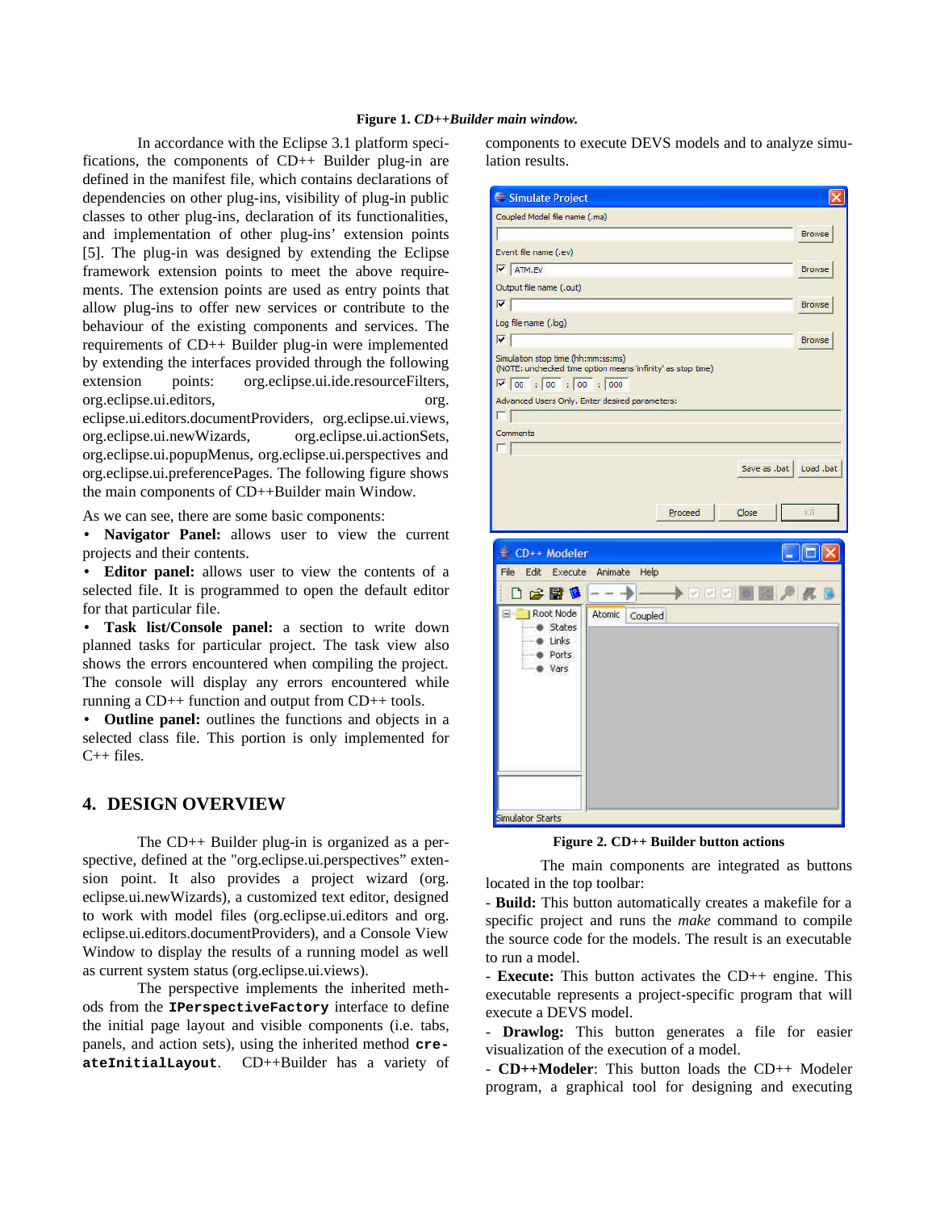**Figure 1.** ***CD++Builder main window.***

In accordance with the Eclipse 3.1 platform specifications, the components of CD++ Builder plug-in are defined in the manifest file, which contains declarations of dependencies on other plug-ins, visibility of plug-in public classes to other plug-ins, declaration of its functionalities, and implementation of other plug-ins' extension points [5]. The plug-in was designed by extending the Eclipse framework extension points to meet the above requirements. The extension points are used as entry points that allow plug-ins to offer new services or contribute to the behaviour of the existing components and services. The requirements of CD++ Builder plug-in were implemented by extending the interfaces provided through the following extension points: org.eclipse.ui.ide.resourceFilters, org.eclipse.ui.editors, org.eclipse.ui.editors.documentProviders, org.eclipse.ui.views, org.eclipse.ui.newWizards, org.eclipse.ui.actionSets, org.eclipse.ui.popupMenus, org.eclipse.ui.perspectives and org.eclipse.ui.preferencePages. The following figure shows the main components of CD++Builder main Window.

As we can see, there are some basic components:

- **Navigator Panel:** allows user to view the current projects and their contents.
- **Editor panel:** allows user to view the contents of a selected file. It is programmed to open the default editor for that particular file.
- **Task list/Console panel:** a section to write down planned tasks for particular project. The task view also shows the errors encountered when compiling the project. The console will display any errors encountered while running a CD++ function and output from CD++ tools.
- **Outline panel:** outlines the functions and objects in a selected class file. This portion is only implemented for C++ files.

## 4. DESIGN OVERVIEW

The CD++ Builder plug-in is organized as a perspective, defined at the "org.eclipse.ui.perspectives" extension point. It also provides a project wizard (org.eclipse.ui.newWizards), a customized text editor, designed to work with model files (org.eclipse.ui.editors and org.eclipse.ui.editors.documentProviders), and a Console View Window to display the results of a running model as well as current system status (org.eclipse.ui.views).

The perspective implements the inherited methods from the **`IPerspectiveFactory`** interface to define the initial page layout and visible components (i.e. tabs, panels, and action sets), using the inherited method **`createInitialLayout`**. CD++Builder has a variety of components to execute DEVS models and to analyze simulation results.

**Figure 2. CD++ Builder button actions**

The main components are integrated as buttons located in the top toolbar:

- **Build:** This button automatically creates a makefile for a specific project and runs the *make* command to compile the source code for the models. The result is an executable to run a model.

- **Execute:** This button activates the CD++ engine. This executable represents a project-specific program that will execute a DEVS model.

- **Drawlog:** This button generates a file for easier visualization of the execution of a model.

- **CD++Modeler**: This button loads the CD++ Modeler program, a graphical tool for designing and executing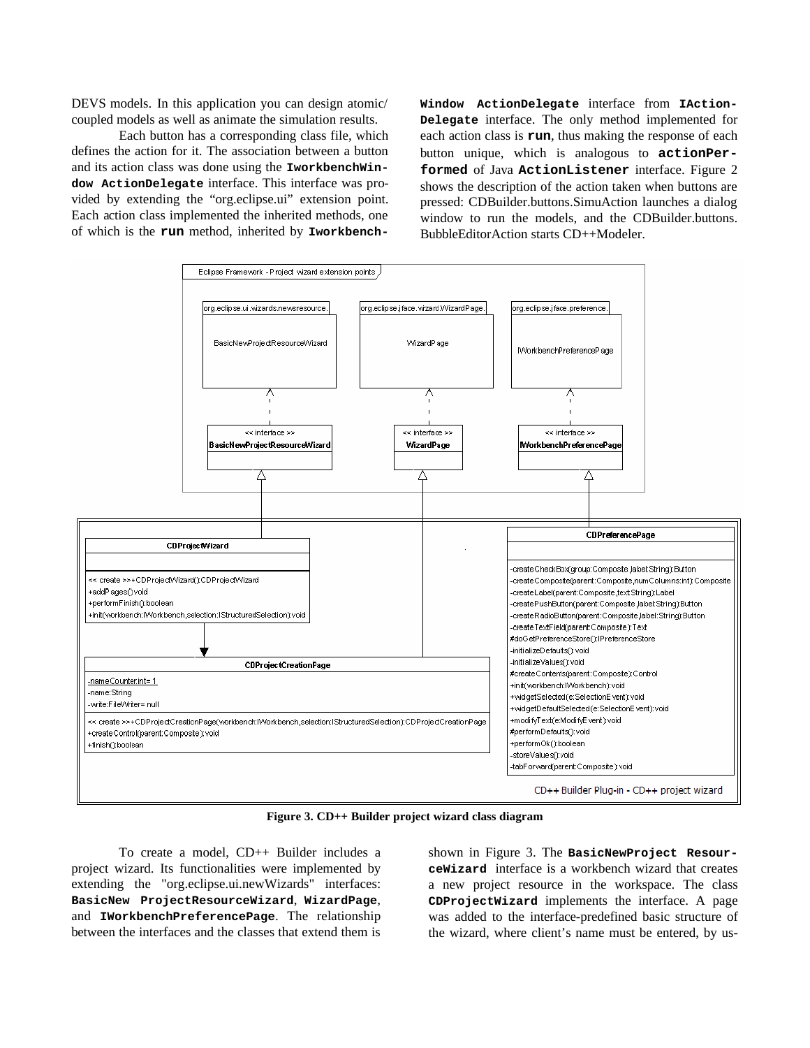DEVS models. In this application you can design atomic/ coupled models as well as animate the simulation results.

Each button has a corresponding class file, which defines the action for it. The association between a button and its action class was done using the **IworkbenchWindow ActionDelegate** interface. This interface was provided by extending the "org.eclipse.ui" extension point. Each action class implemented the inherited methods, one of which is the **run** method, inherited by **IworkbenchWindow ActionDelegate** interface from **IActionDelegate** interface. The only method implemented for each action class is **run**, thus making the response of each button unique, which is analogous to **actionPerformed** of Java **ActionListener** interface. Figure 2 shows the description of the action taken when buttons are pressed: CDBuilder.buttons.SimuAction launches a dialog window to run the models, and the CDBuilder.buttons. BubbleEditorAction starts CD++Modeler.

**Figure 3. CD++ Builder project wizard class diagram**

To create a model, CD++ Builder includes a project wizard. Its functionalities were implemented by extending the "org.eclipse.ui.newWizards" interfaces: **BasicNew ProjectResourceWizard**, **WizardPage**, and **IWorkbenchPreferencePage**. The relationship between the interfaces and the classes that extend them is shown in Figure 3. The **BasicNewProject ResourceWizard** interface is a workbench wizard that creates a new project resource in the workspace. The class **CDProjectWizard** implements the interface. A page was added to the interface-predefined basic structure of the wizard, where client's name must be entered, by us-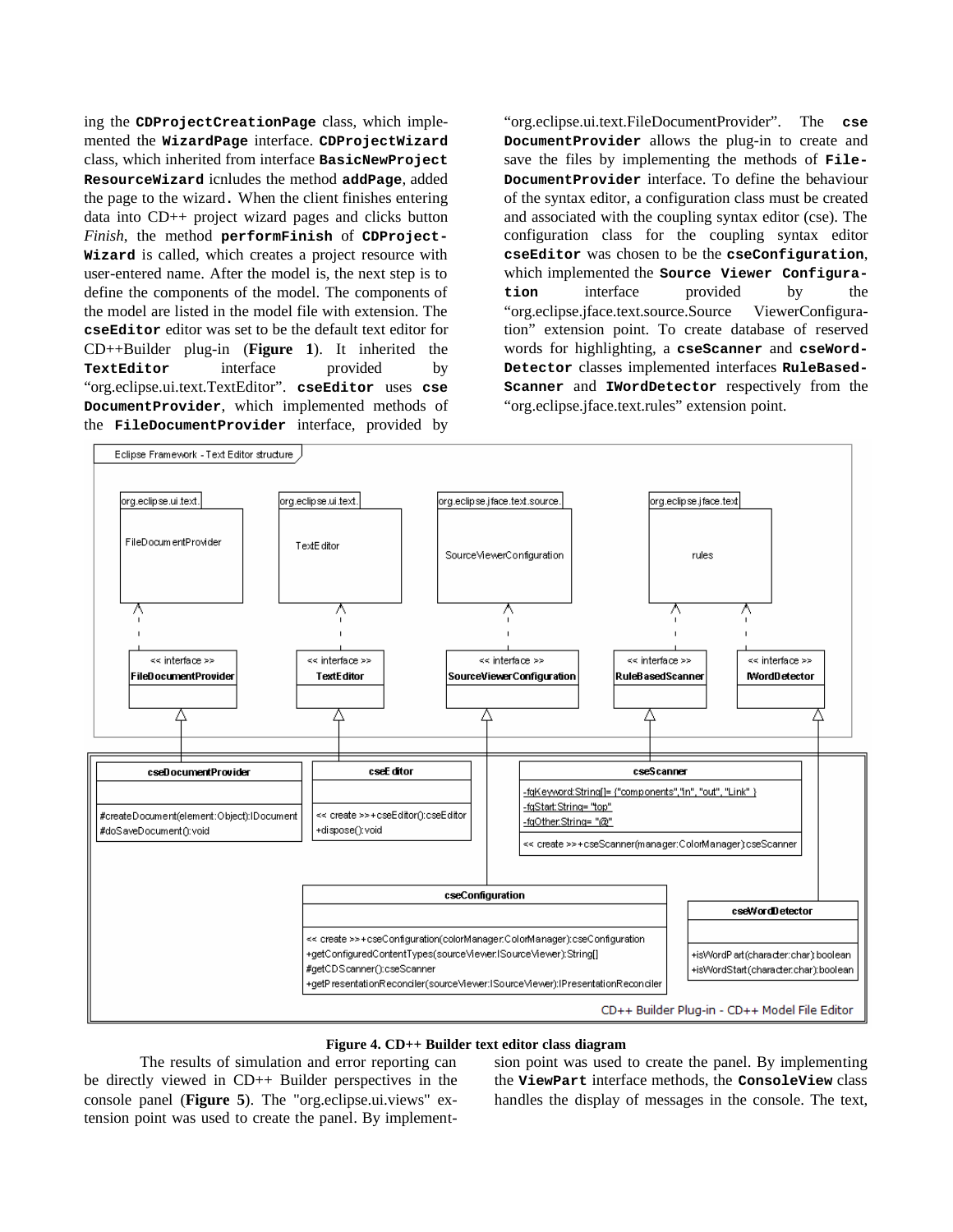ing the **CDProjectCreationPage** class, which implemented the **WizardPage** interface. **CDProjectWizard** class, which inherited from interface **BasicNewProjectResourceWizard** icnludes the method **addPage**, added the page to the wizard. When the client finishes entering data into CD++ project wizard pages and clicks button *Finish*, the method **performFinish** of **CDProject-Wizard** is called, which creates a project resource with user-entered name. After the model is, the next step is to define the components of the model. The components of the model are listed in the model file with extension. The **cseEditor** editor was set to be the default text editor for CD++Builder plug-in (**Figure 1**). It inherited the **TextEditor** interface provided by "org.eclipse.ui.text.TextEditor". **cseEditor** uses **cse DocumentProvider**, which implemented methods of the **FileDocumentProvider** interface, provided by "org.eclipse.ui.text.FileDocumentProvider". The **cse DocumentProvider** allows the plug-in to create and save the files by implementing the methods of **File-DocumentProvider** interface. To define the behaviour of the syntax editor, a configuration class must be created and associated with the coupling syntax editor (cse). The configuration class for the coupling syntax editor **cseEditor** was chosen to be the **cseConfiguration**, which implemented the **Source Viewer Configuration** interface provided by the "org.eclipse.jface.text.source.Source ViewerConfiguration" extension point. To create database of reserved words for highlighting, a **cseScanner** and **cseWord-Detector** classes implemented interfaces **RuleBased-Scanner** and **IWordDetector** respectively from the "org.eclipse.jface.text.rules" extension point.

**Figure 4. CD++ Builder text editor class diagram**

The results of simulation and error reporting can be directly viewed in CD++ Builder perspectives in the console panel (**Figure 5**). The "org.eclipse.ui.views" extension point was used to create the panel. By implementing the **ViewPart** interface methods, the **ConsoleView** class handles the display of messages in the console. The text,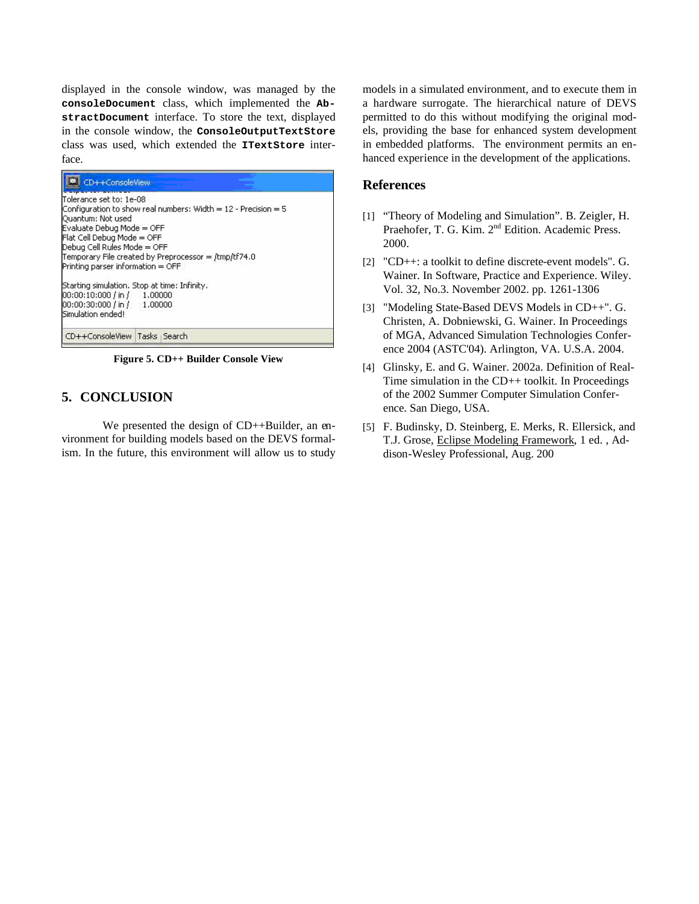displayed in the console window, was managed by the **consoleDocument** class, which implemented the **AbstractDocument** interface. To store the text, displayed in the console window, the **ConsoleOutputTextStore** class was used, which extended the **ITextStore** interface.

Figure 5. CD++ Builder Console View

## 5. CONCLUSION

We presented the design of CD++Builder, an environment for building models based on the DEVS formalism. In the future, this environment will allow us to study models in a simulated environment, and to execute them in a hardware surrogate. The hierarchical nature of DEVS permitted to do this without modifying the original models, providing the base for enhanced system development in embedded platforms. The environment permits an enhanced experience in the development of the applications.

## References

[1] "Theory of Modeling and Simulation". B. Zeigler, H. Praehofer, T. G. Kim. 2nd Edition. Academic Press. 2000.

[2] "CD++: a toolkit to define discrete-event models". G. Wainer. In Software, Practice and Experience. Wiley. Vol. 32, No.3. November 2002. pp. 1261-1306

[3] "Modeling State-Based DEVS Models in CD++". G. Christen, A. Dobniewski, G. Wainer. In Proceedings of MGA, Advanced Simulation Technologies Conference 2004 (ASTC'04). Arlington, VA. U.S.A. 2004.

[4] Glinsky, E. and G. Wainer. 2002a. Definition of Real-Time simulation in the CD++ toolkit. In Proceedings of the 2002 Summer Computer Simulation Conference. San Diego, USA.

[5] F. Budinsky, D. Steinberg, E. Merks, R. Ellersick, and T.J. Grose, Eclipse Modeling Framework, 1 ed. , Addison-Wesley Professional, Aug. 200